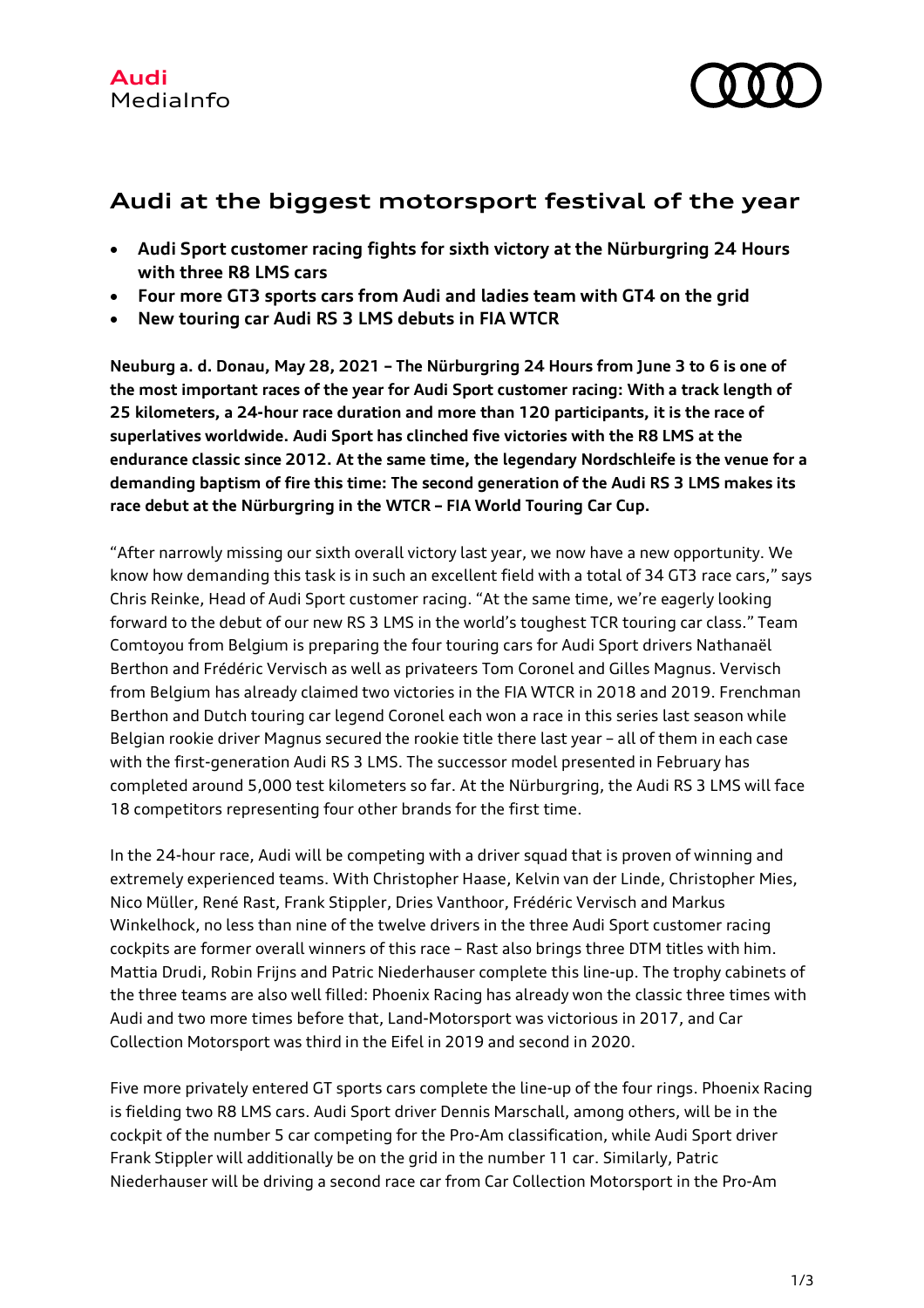Audi
MediaInfo

# Audi at the biggest motorsport festival of the year

- **Audi Sport customer racing fights for sixth victory at the Nürburgring 24 Hours with three R8 LMS cars**
- **Four more GT3 sports cars from Audi and ladies team with GT4 on the grid**
- **New touring car Audi RS 3 LMS debuts in FIA WTCR**

**Neuburg a. d. Donau, May 28, 2021 – The Nürburgring 24 Hours from June 3 to 6 is one of the most important races of the year for Audi Sport customer racing: With a track length of 25 kilometers, a 24-hour race duration and more than 120 participants, it is the race of superlatives worldwide. Audi Sport has clinched five victories with the R8 LMS at the endurance classic since 2012. At the same time, the legendary Nordschleife is the venue for a demanding baptism of fire this time: The second generation of the Audi RS 3 LMS makes its race debut at the Nürburgring in the WTCR – FIA World Touring Car Cup.**

"After narrowly missing our sixth overall victory last year, we now have a new opportunity. We know how demanding this task is in such an excellent field with a total of 34 GT3 race cars," says Chris Reinke, Head of Audi Sport customer racing. "At the same time, we're eagerly looking forward to the debut of our new RS 3 LMS in the world's toughest TCR touring car class." Team Comtoyou from Belgium is preparing the four touring cars for Audi Sport drivers Nathanaël Berthon and Frédéric Vervisch as well as privateers Tom Coronel and Gilles Magnus. Vervisch from Belgium has already claimed two victories in the FIA WTCR in 2018 and 2019. Frenchman Berthon and Dutch touring car legend Coronel each won a race in this series last season while Belgian rookie driver Magnus secured the rookie title there last year – all of them in each case with the first-generation Audi RS 3 LMS. The successor model presented in February has completed around 5,000 test kilometers so far. At the Nürburgring, the Audi RS 3 LMS will face 18 competitors representing four other brands for the first time.

In the 24-hour race, Audi will be competing with a driver squad that is proven of winning and extremely experienced teams. With Christopher Haase, Kelvin van der Linde, Christopher Mies, Nico Müller, René Rast, Frank Stippler, Dries Vanthoor, Frédéric Vervisch and Markus Winkelhock, no less than nine of the twelve drivers in the three Audi Sport customer racing cockpits are former overall winners of this race – Rast also brings three DTM titles with him. Mattia Drudi, Robin Frijns and Patric Niederhauser complete this line-up. The trophy cabinets of the three teams are also well filled: Phoenix Racing has already won the classic three times with Audi and two more times before that, Land-Motorsport was victorious in 2017, and Car Collection Motorsport was third in the Eifel in 2019 and second in 2020.

Five more privately entered GT sports cars complete the line-up of the four rings. Phoenix Racing is fielding two R8 LMS cars. Audi Sport driver Dennis Marschall, among others, will be in the cockpit of the number 5 car competing for the Pro-Am classification, while Audi Sport driver Frank Stippler will additionally be on the grid in the number 11 car. Similarly, Patric Niederhauser will be driving a second race car from Car Collection Motorsport in the Pro-Am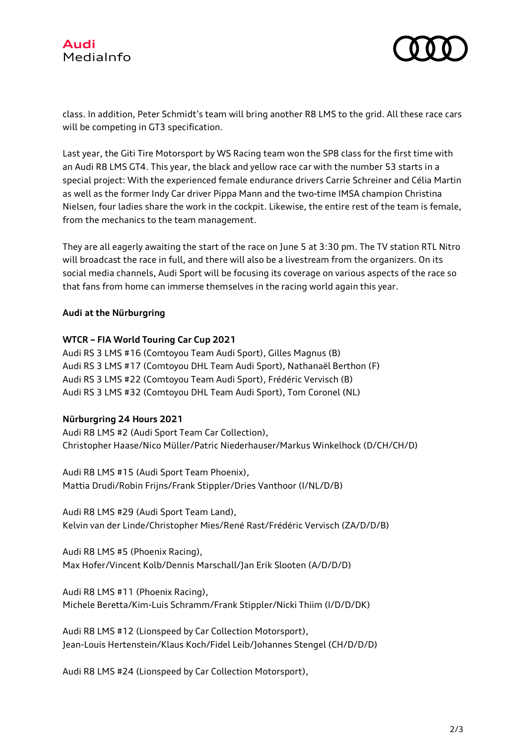class. In addition, Peter Schmidt's team will bring another R8 LMS to the grid. All these race cars will be competing in GT3 specification.

Last year, the Giti Tire Motorsport by WS Racing team won the SP8 class for the first time with an Audi R8 LMS GT4. This year, the black and yellow race car with the number 53 starts in a special project: With the experienced female endurance drivers Carrie Schreiner and Célia Martin as well as the former Indy Car driver Pippa Mann and the two-time IMSA champion Christina Nielsen, four ladies share the work in the cockpit. Likewise, the entire rest of the team is female, from the mechanics to the team management.

They are all eagerly awaiting the start of the race on June 5 at 3:30 pm. The TV station RTL Nitro will broadcast the race in full, and there will also be a livestream from the organizers. On its social media channels, Audi Sport will be focusing its coverage on various aspects of the race so that fans from home can immerse themselves in the racing world again this year.

**Audi at the Nürburgring**

**WTCR – FIA World Touring Car Cup 2021**
Audi RS 3 LMS #16 (Comtoyou Team Audi Sport), Gilles Magnus (B)
Audi RS 3 LMS #17 (Comtoyou DHL Team Audi Sport), Nathanaël Berthon (F)
Audi RS 3 LMS #22 (Comtoyou Team Audi Sport), Frédéric Vervisch (B)
Audi RS 3 LMS #32 (Comtoyou DHL Team Audi Sport), Tom Coronel (NL)

**Nürburgring 24 Hours 2021**
Audi R8 LMS #2 (Audi Sport Team Car Collection),
Christopher Haase/Nico Müller/Patric Niederhauser/Markus Winkelhock (D/CH/CH/D)

Audi R8 LMS #15 (Audi Sport Team Phoenix),
Mattia Drudi/Robin Frijns/Frank Stippler/Dries Vanthoor (I/NL/D/B)

Audi R8 LMS #29 (Audi Sport Team Land),
Kelvin van der Linde/Christopher Mies/René Rast/Frédéric Vervisch (ZA/D/D/B)

Audi R8 LMS #5 (Phoenix Racing),
Max Hofer/Vincent Kolb/Dennis Marschall/Jan Erik Slooten (A/D/D/D)

Audi R8 LMS #11 (Phoenix Racing),
Michele Beretta/Kim-Luis Schramm/Frank Stippler/Nicki Thiim (I/D/D/DK)

Audi R8 LMS #12 (Lionspeed by Car Collection Motorsport),
Jean-Louis Hertenstein/Klaus Koch/Fidel Leib/Johannes Stengel (CH/D/D/D)

Audi R8 LMS #24 (Lionspeed by Car Collection Motorsport),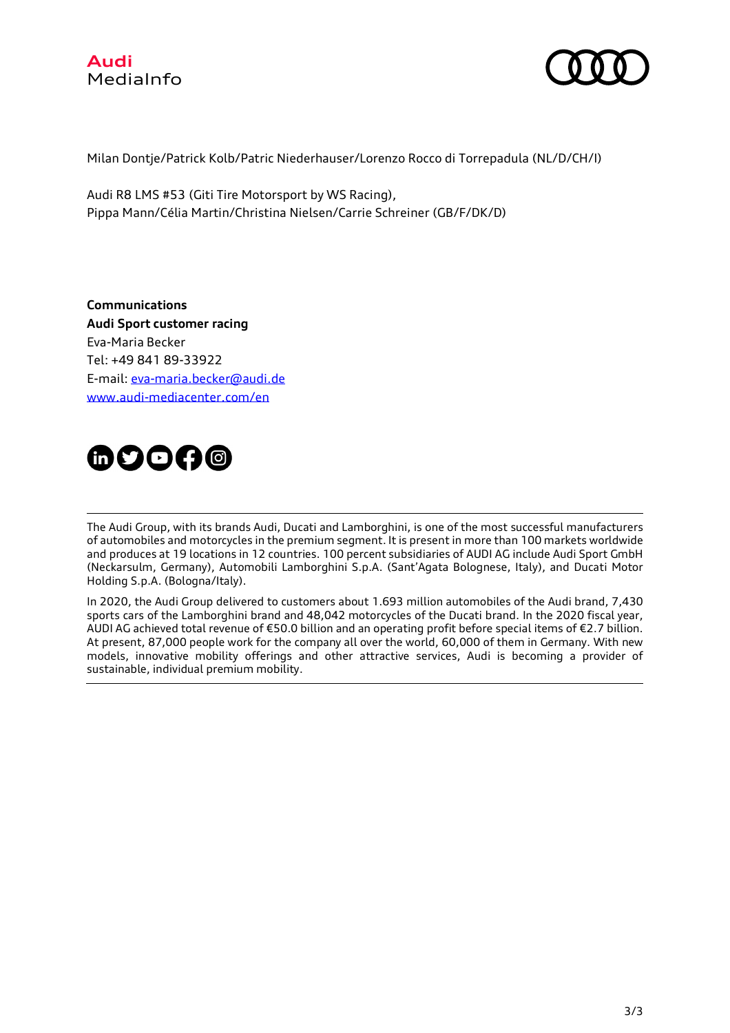Milan Dontje/Patrick Kolb/Patric Niederhauser/Lorenzo Rocco di Torrepadula (NL/D/CH/I)

Audi R8 LMS #53 (Giti Tire Motorsport by WS Racing),
Pippa Mann/Célia Martin/Christina Nielsen/Carrie Schreiner (GB/F/DK/D)

**Communications**
**Audi Sport customer racing**
Eva-Maria Becker
Tel: +49 841 89-33922
E-mail: eva-maria.becker@audi.de
www.audi-mediacenter.com/en

---

The Audi Group, with its brands Audi, Ducati and Lamborghini, is one of the most successful manufacturers of automobiles and motorcycles in the premium segment. It is present in more than 100 markets worldwide and produces at 19 locations in 12 countries. 100 percent subsidiaries of AUDI AG include Audi Sport GmbH (Neckarsulm, Germany), Automobili Lamborghini S.p.A. (Sant'Agata Bolognese, Italy), and Ducati Motor Holding S.p.A. (Bologna/Italy).

In 2020, the Audi Group delivered to customers about 1.693 million automobiles of the Audi brand, 7,430 sports cars of the Lamborghini brand and 48,042 motorcycles of the Ducati brand. In the 2020 fiscal year, AUDI AG achieved total revenue of €50.0 billion and an operating profit before special items of €2.7 billion. At present, 87,000 people work for the company all over the world, 60,000 of them in Germany. With new models, innovative mobility offerings and other attractive services, Audi is becoming a provider of sustainable, individual premium mobility.

---